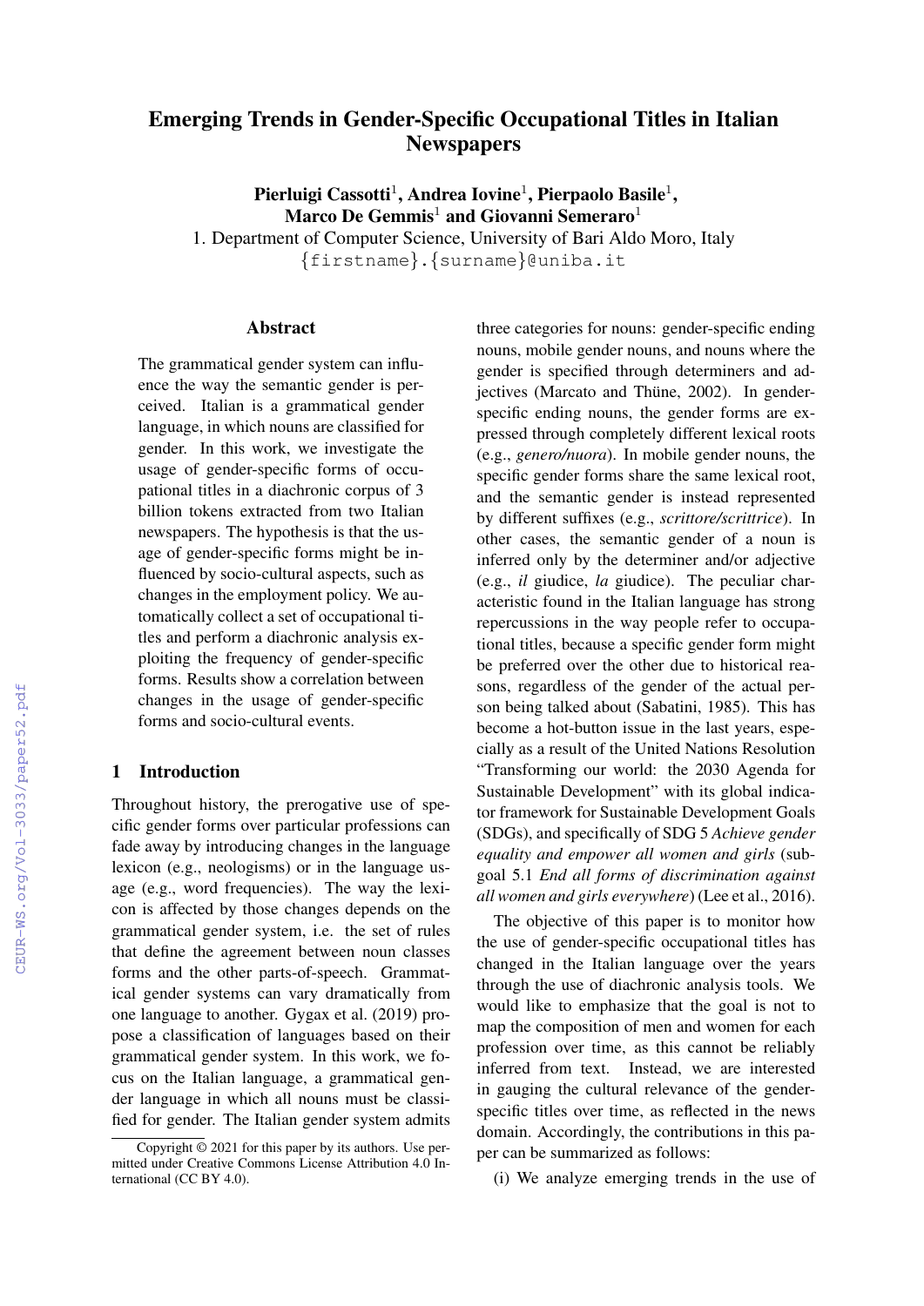# Emerging Trends in Gender-Specific Occupational Titles in Italian Newspapers

**Pierluigi Cassotti[1], Andrea Iovine[1], Pierpaolo Basile[1], Marco De Gemmis[1] and Giovanni Semeraro[1]**

1. Department of Computer Science, University of Bari Aldo Moro, Italy

{firstname}.{surname}@uniba.it

## Abstract

The grammatical gender system can influence the way the semantic gender is perceived. Italian is a grammatical gender language, in which nouns are classified for gender. In this work, we investigate the usage of gender-specific forms of occupational titles in a diachronic corpus of 3 billion tokens extracted from two Italian newspapers. The hypothesis is that the usage of gender-specific forms might be influenced by socio-cultural aspects, such as changes in the employment policy. We automatically collect a set of occupational titles and perform a diachronic analysis exploiting the frequency of gender-specific forms. Results show a correlation between changes in the usage of gender-specific forms and socio-cultural events.

## 1 Introduction

Throughout history, the prerogative use of specific gender forms over particular professions can fade away by introducing changes in the language lexicon (e.g., neologisms) or in the language usage (e.g., word frequencies). The way the lexicon is affected by those changes depends on the grammatical gender system, i.e. the set of rules that define the agreement between noun classes forms and the other parts-of-speech. Grammatical gender systems can vary dramatically from one language to another. Gygax et al. (2019) propose a classification of languages based on their grammatical gender system. In this work, we focus on the Italian language, a grammatical gender language in which all nouns must be classified for gender. The Italian gender system admits three categories for nouns: gender-specific ending nouns, mobile gender nouns, and nouns where the gender is specified through determiners and adjectives (Marcato and Thüne, 2002). In gender-specific ending nouns, the gender forms are expressed through completely different lexical roots (e.g., *genero/nuora*). In mobile gender nouns, the specific gender forms share the same lexical root, and the semantic gender is instead represented by different suffixes (e.g., *scrittore/scrittrice*). In other cases, the semantic gender of a noun is inferred only by the determiner and/or adjective (e.g., *il* giudice, *la* giudice). The peculiar characteristic found in the Italian language has strong repercussions in the way people refer to occupational titles, because a specific gender form might be preferred over the other due to historical reasons, regardless of the gender of the actual person being talked about (Sabatini, 1985). This has become a hot-button issue in the last years, especially as a result of the United Nations Resolution "Transforming our world: the 2030 Agenda for Sustainable Development" with its global indicator framework for Sustainable Development Goals (SDGs), and specifically of SDG 5 *Achieve gender equality and empower all women and girls* (subgoal 5.1 *End all forms of discrimination against all women and girls everywhere*) (Lee et al., 2016).

The objective of this paper is to monitor how the use of gender-specific occupational titles has changed in the Italian language over the years through the use of diachronic analysis tools. We would like to emphasize that the goal is not to map the composition of men and women for each profession over time, as this cannot be reliably inferred from text. Instead, we are interested in gauging the cultural relevance of the gender-specific titles over time, as reflected in the news domain. Accordingly, the contributions in this paper can be summarized as follows:

(i) We analyze emerging trends in the use of

Copyright © 2021 for this paper by its authors. Use permitted under Creative Commons License Attribution 4.0 International (CC BY 4.0).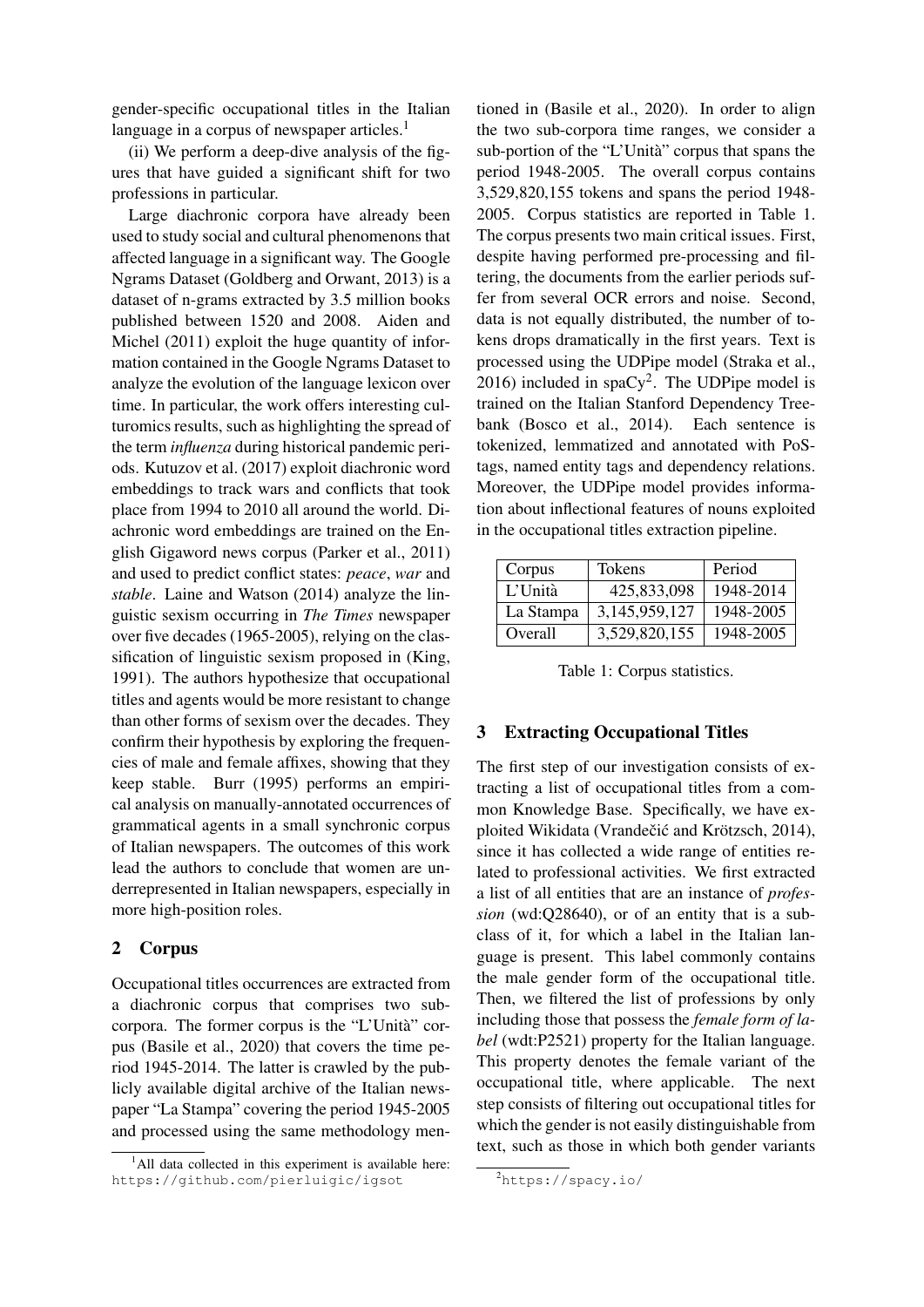gender-specific occupational titles in the Italian language in a corpus of newspaper articles.[1]

(ii) We perform a deep-dive analysis of the figures that have guided a significant shift for two professions in particular.

Large diachronic corpora have already been used to study social and cultural phenomenons that affected language in a significant way. The Google Ngrams Dataset (Goldberg and Orwant, 2013) is a dataset of n-grams extracted by 3.5 million books published between 1520 and 2008. Aiden and Michel (2011) exploit the huge quantity of information contained in the Google Ngrams Dataset to analyze the evolution of the language lexicon over time. In particular, the work offers interesting culturomics results, such as highlighting the spread of the term *influenza* during historical pandemic periods. Kutuzov et al. (2017) exploit diachronic word embeddings to track wars and conflicts that took place from 1994 to 2010 all around the world. Diachronic word embeddings are trained on the English Gigaword news corpus (Parker et al., 2011) and used to predict conflict states: *peace*, *war* and *stable*. Laine and Watson (2014) analyze the linguistic sexism occurring in *The Times* newspaper over five decades (1965-2005), relying on the classification of linguistic sexism proposed in (King, 1991). The authors hypothesize that occupational titles and agents would be more resistant to change than other forms of sexism over the decades. They confirm their hypothesis by exploring the frequencies of male and female affixes, showing that they keep stable. Burr (1995) performs an empirical analysis on manually-annotated occurrences of grammatical agents in a small synchronic corpus of Italian newspapers. The outcomes of this work lead the authors to conclude that women are underrepresented in Italian newspapers, especially in more high-position roles.

## 2 Corpus

Occupational titles occurrences are extracted from a diachronic corpus that comprises two sub-corpora. The former corpus is the "L'Unità" corpus (Basile et al., 2020) that covers the time period 1945-2014. The latter is crawled by the publicly available digital archive of the Italian newspaper "La Stampa" covering the period 1945-2005 and processed using the same methodology mentioned in (Basile et al., 2020). In order to align the two sub-corpora time ranges, we consider a sub-portion of the "L'Unità" corpus that spans the period 1948-2005. The overall corpus contains 3,529,820,155 tokens and spans the period 1948-2005. Corpus statistics are reported in Table 1. The corpus presents two main critical issues. First, despite having performed pre-processing and filtering, the documents from the earlier periods suffer from several OCR errors and noise. Second, data is not equally distributed, the number of tokens drops dramatically in the first years. Text is processed using the UDPipe model (Straka et al., 2016) included in spaCy[2]. The UDPipe model is trained on the Italian Stanford Dependency Treebank (Bosco et al., 2014). Each sentence is tokenized, lemmatized and annotated with PoS-tags, named entity tags and dependency relations. Moreover, the UDPipe model provides information about inflectional features of nouns exploited in the occupational titles extraction pipeline.

| Corpus | Tokens | Period |
|---|---|---|
| L'Unità | 425,833,098 | 1948-2014 |
| La Stampa | 3,145,959,127 | 1948-2005 |
| Overall | 3,529,820,155 | 1948-2005 |

Table 1: Corpus statistics.

## 3 Extracting Occupational Titles

The first step of our investigation consists of extracting a list of occupational titles from a common Knowledge Base. Specifically, we have exploited Wikidata (Vrandečić and Krötzsch, 2014), since it has collected a wide range of entities related to professional activities. We first extracted a list of all entities that are an instance of *profession* (wd:Q28640), or of an entity that is a subclass of it, for which a label in the Italian language is present. This label commonly contains the male gender form of the occupational title. Then, we filtered the list of professions by only including those that possess the *female form of label* (wdt:P2521) property for the Italian language. This property denotes the female variant of the occupational title, where applicable. The next step consists of filtering out occupational titles for which the gender is not easily distinguishable from text, such as those in which both gender variants

[1] All data collected in this experiment is available here: https://github.com/pierluigic/igsot

[2] https://spacy.io/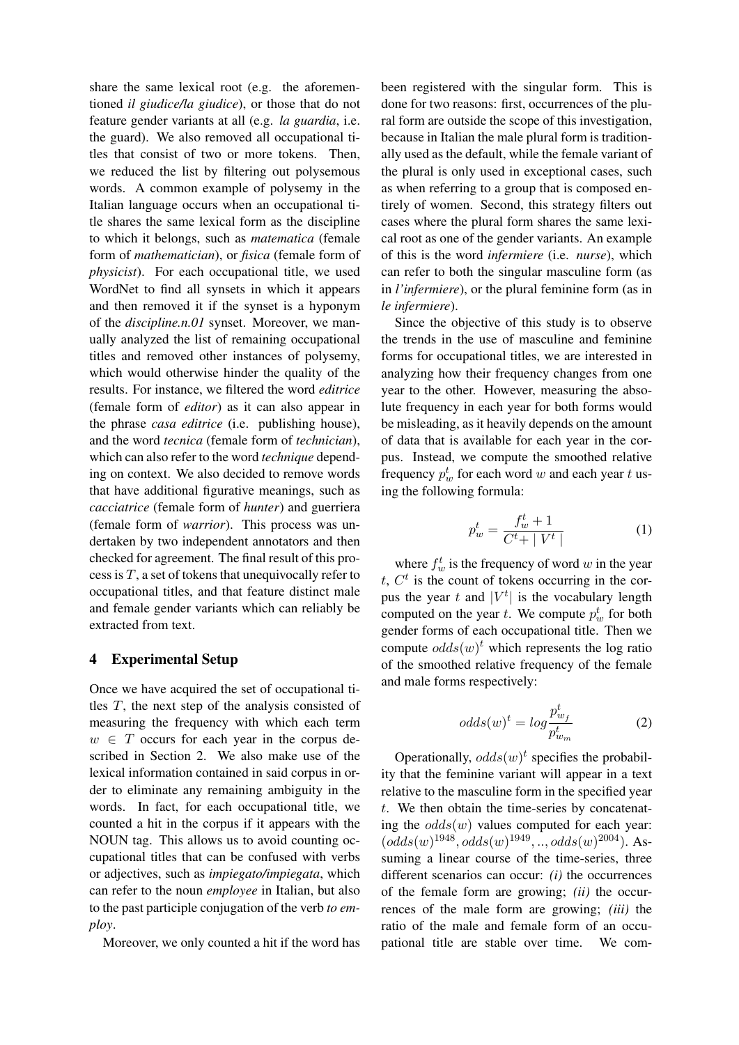share the same lexical root (e.g. the aforementioned *il giudice/la giudice*), or those that do not feature gender variants at all (e.g. *la guardia*, i.e. the guard). We also removed all occupational titles that consist of two or more tokens. Then, we reduced the list by filtering out polysemous words. A common example of polysemy in the Italian language occurs when an occupational title shares the same lexical form as the discipline to which it belongs, such as *matematica* (female form of *mathematician*), or *fisica* (female form of *physicist*). For each occupational title, we used WordNet to find all synsets in which it appears and then removed it if the synset is a hyponym of the *discipline.n.01* synset. Moreover, we manually analyzed the list of remaining occupational titles and removed other instances of polysemy, which would otherwise hinder the quality of the results. For instance, we filtered the word *editrice* (female form of *editor*) as it can also appear in the phrase *casa editrice* (i.e. publishing house), and the word *tecnica* (female form of *technician*), which can also refer to the word *technique* depending on context. We also decided to remove words that have additional figurative meanings, such as *cacciatrice* (female form of *hunter*) and guerriera (female form of *warrior*). This process was undertaken by two independent annotators and then checked for agreement. The final result of this process is $T$, a set of tokens that unequivocally refer to occupational titles, and that feature distinct male and female gender variants which can reliably be extracted from text.

## 4 Experimental Setup

Once we have acquired the set of occupational titles $T$, the next step of the analysis consisted of measuring the frequency with which each term $w \in T$ occurs for each year in the corpus described in Section 2. We also make use of the lexical information contained in said corpus in order to eliminate any remaining ambiguity in the words. In fact, for each occupational title, we counted a hit in the corpus if it appears with the NOUN tag. This allows us to avoid counting occupational titles that can be confused with verbs or adjectives, such as *impiegato/impiegata*, which can refer to the noun *employee* in Italian, but also to the past participle conjugation of the verb *to employ*.

Moreover, we only counted a hit if the word has been registered with the singular form. This is done for two reasons: first, occurrences of the plural form are outside the scope of this investigation, because in Italian the male plural form is traditionally used as the default, while the female variant of the plural is only used in exceptional cases, such as when referring to a group that is composed entirely of women. Second, this strategy filters out cases where the plural form shares the same lexical root as one of the gender variants. An example of this is the word *infermiere* (i.e. *nurse*), which can refer to both the singular masculine form (as in *l'infermiere*), or the plural feminine form (as in *le infermiere*).

Since the objective of this study is to observe the trends in the use of masculine and feminine forms for occupational titles, we are interested in analyzing how their frequency changes from one year to the other. However, measuring the absolute frequency in each year for both forms would be misleading, as it heavily depends on the amount of data that is available for each year in the corpus. Instead, we compute the smoothed relative frequency $p_w^t$ for each word $w$ and each year $t$ using the following formula:

$$p_w^t = \frac{f_w^t + 1}{C^t + \mid V^t \mid} \tag{1}$$

where $f_w^t$ is the frequency of word $w$ in the year $t$, $C^t$ is the count of tokens occurring in the corpus the year $t$ and $|V^t|$ is the vocabulary length computed on the year $t$. We compute $p_w^t$ for both gender forms of each occupational title. Then we compute $odds(w)^t$ which represents the log ratio of the smoothed relative frequency of the female and male forms respectively:

$$odds(w)^t = log \frac{p_{w_f}^t}{p_{w_m}^t} \tag{2}$$

Operationally, $odds(w)^t$ specifies the probability that the feminine variant will appear in a text relative to the masculine form in the specified year $t$. We then obtain the time-series by concatenating the $odds(w)$ values computed for each year: $(odds(w)^{1948}, odds(w)^{1949}, .., odds(w)^{2004})$. Assuming a linear course of the time-series, three different scenarios can occur: *(i)* the occurrences of the female form are growing; *(ii)* the occurrences of the male form are growing; *(iii)* the ratio of the male and female form of an occupational title are stable over time. We com-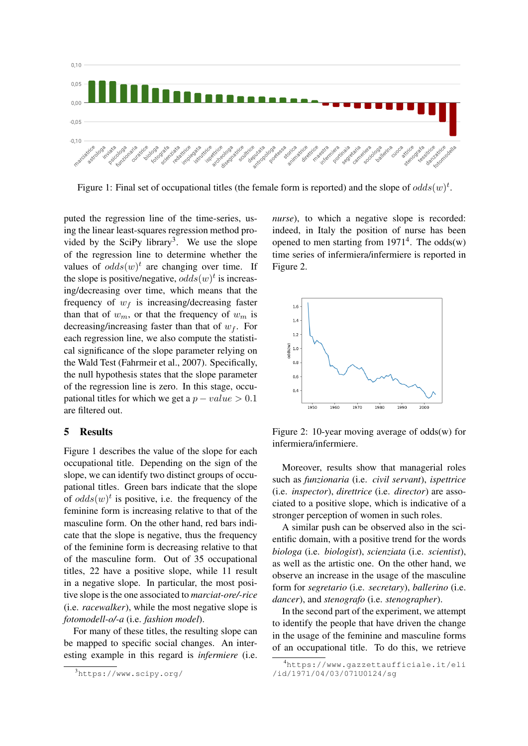Figure 1: Final set of occupational titles (the female form is reported) and the slope of $odds(w)^t$.

puted the regression line of the time-series, using the linear least-squares regression method provided by the SciPy library[3]. We use the slope of the regression line to determine whether the values of $odds(w)^t$ are changing over time. If the slope is positive/negative, $odds(w)^t$ is increasing/decreasing over time, which means that the frequency of $w_f$ is increasing/decreasing faster than that of $w_m$, or that the frequency of $w_m$ is decreasing/increasing faster than that of $w_f$. For each regression line, we also compute the statistical significance of the slope parameter relying on the Wald Test (Fahrmeir et al., 2007). Specifically, the null hypothesis states that the slope parameter of the regression line is zero. In this stage, occupational titles for which we get a $p - value > 0.1$ are filtered out.

## 5 Results

Figure 1 describes the value of the slope for each occupational title. Depending on the sign of the slope, we can identify two distinct groups of occupational titles. Green bars indicate that the slope of $odds(w)^t$ is positive, i.e. the frequency of the feminine form is increasing relative to that of the masculine form. On the other hand, red bars indicate that the slope is negative, thus the frequency of the feminine form is decreasing relative to that of the masculine form. Out of 35 occupational titles, 22 have a positive slope, while 11 result in a negative slope. In particular, the most positive slope is the one associated to *marciat-ore/-rice* (i.e. *racewalker*), while the most negative slope is *fotomodell-o/-a* (i.e. *fashion model*).

For many of these titles, the resulting slope can be mapped to specific social changes. An interesting example in this regard is *infermiere* (i.e. *nurse*), to which a negative slope is recorded: indeed, in Italy the position of nurse has been opened to men starting from 1971[4]. The odds(w) time series of infermiera/infermiere is reported in Figure 2.

Figure 2: 10-year moving average of odds(w) for infermiera/infermiere.

Moreover, results show that managerial roles such as *funzionaria* (i.e. *civil servant*), *ispettrice* (i.e. *inspector*), *direttrice* (i.e. *director*) are associated to a positive slope, which is indicative of a stronger perception of women in such roles.

A similar push can be observed also in the scientific domain, with a positive trend for the words *biologa* (i.e. *biologist*), *scienziata* (i.e. *scientist*), as well as the artistic one. On the other hand, we observe an increase in the usage of the masculine form for *segretario* (i.e. *secretary*), *ballerino* (i.e. *dancer*), and *stenografo* (i.e. *stenographer*).

In the second part of the experiment, we attempt to identify the people that have driven the change in the usage of the feminine and masculine forms of an occupational title. To do this, we retrieve

[3] https://www.scipy.org/

[4] https://www.gazzettaufficiale.it/eli/id/1971/04/03/071U0124/sg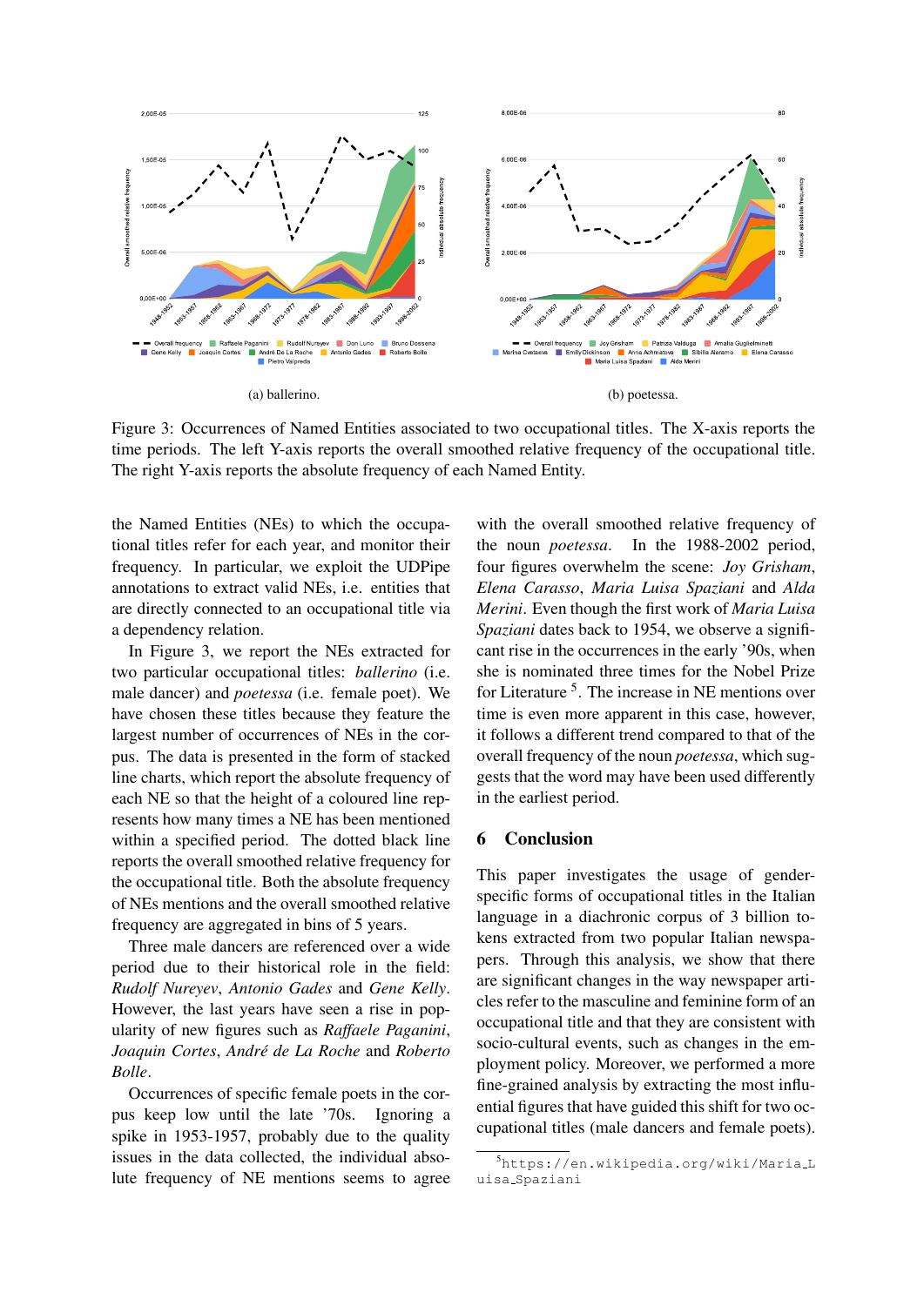(a) ballerino.

(b) poetessa.

Figure 3: Occurrences of Named Entities associated to two occupational titles. The X-axis reports the time periods. The left Y-axis reports the overall smoothed relative frequency of the occupational title. The right Y-axis reports the absolute frequency of each Named Entity.

the Named Entities (NEs) to which the occupational titles refer for each year, and monitor their frequency. In particular, we exploit the UDPipe annotations to extract valid NEs, i.e. entities that are directly connected to an occupational title via a dependency relation.

In Figure 3, we report the NEs extracted for two particular occupational titles: *ballerino* (i.e. male dancer) and *poetessa* (i.e. female poet). We have chosen these titles because they feature the largest number of occurrences of NEs in the corpus. The data is presented in the form of stacked line charts, which report the absolute frequency of each NE so that the height of a coloured line represents how many times a NE has been mentioned within a specified period. The dotted black line reports the overall smoothed relative frequency for the occupational title. Both the absolute frequency of NEs mentions and the overall smoothed relative frequency are aggregated in bins of 5 years.

Three male dancers are referenced over a wide period due to their historical role in the field: *Rudolf Nureyev*, *Antonio Gades* and *Gene Kelly*. However, the last years have seen a rise in popularity of new figures such as *Raffaele Paganini*, *Joaquin Cortes*, *André de La Roche* and *Roberto Bolle*.

Occurrences of specific female poets in the corpus keep low until the late '70s. Ignoring a spike in 1953-1957, probably due to the quality issues in the data collected, the individual absolute frequency of NE mentions seems to agree with the overall smoothed relative frequency of the noun *poetessa*. In the 1988-2002 period, four figures overwhelm the scene: *Joy Grisham*, *Elena Carasso*, *Maria Luisa Spaziani* and *Alda Merini*. Even though the first work of *Maria Luisa Spaziani* dates back to 1954, we observe a significant rise in the occurrences in the early '90s, when she is nominated three times for the Nobel Prize for Literature [5]. The increase in NE mentions over time is even more apparent in this case, however, it follows a different trend compared to that of the overall frequency of the noun *poetessa*, which suggests that the word may have been used differently in the earliest period.

## 6 Conclusion

This paper investigates the usage of gender-specific forms of occupational titles in the Italian language in a diachronic corpus of 3 billion tokens extracted from two popular Italian newspapers. Through this analysis, we show that there are significant changes in the way newspaper articles refer to the masculine and feminine form of an occupational title and that they are consistent with socio-cultural events, such as changes in the employment policy. Moreover, we performed a more fine-grained analysis by extracting the most influential figures that have guided this shift for two occupational titles (male dancers and female poets).

[5] https://en.wikipedia.org/wiki/Maria_Luisa_Spaziani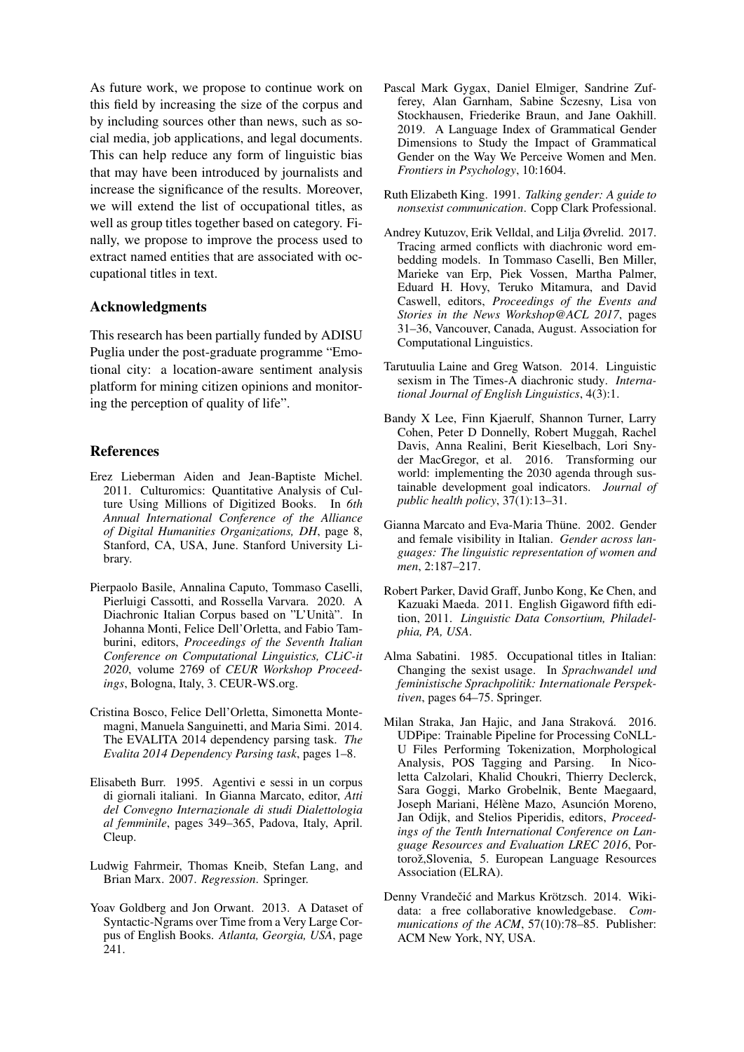As future work, we propose to continue work on this field by increasing the size of the corpus and by including sources other than news, such as social media, job applications, and legal documents. This can help reduce any form of linguistic bias that may have been introduced by journalists and increase the significance of the results. Moreover, we will extend the list of occupational titles, as well as group titles together based on category. Finally, we propose to improve the process used to extract named entities that are associated with occupational titles in text.

## Acknowledgments

This research has been partially funded by ADISU Puglia under the post-graduate programme "Emotional city: a location-aware sentiment analysis platform for mining citizen opinions and monitoring the perception of quality of life".

## References

Erez Lieberman Aiden and Jean-Baptiste Michel. 2011. Culturomics: Quantitative Analysis of Culture Using Millions of Digitized Books. In *6th Annual International Conference of the Alliance of Digital Humanities Organizations, DH*, page 8, Stanford, CA, USA, June. Stanford University Library.

Pierpaolo Basile, Annalina Caputo, Tommaso Caselli, Pierluigi Cassotti, and Rossella Varvara. 2020. A Diachronic Italian Corpus based on "L'Unità". In Johanna Monti, Felice Dell'Orletta, and Fabio Tamburini, editors, *Proceedings of the Seventh Italian Conference on Computational Linguistics, CLiC-it 2020*, volume 2769 of *CEUR Workshop Proceedings*, Bologna, Italy, 3. CEUR-WS.org.

Cristina Bosco, Felice Dell'Orletta, Simonetta Montemagni, Manuela Sanguinetti, and Maria Simi. 2014. The EVALITA 2014 dependency parsing task. *The Evalita 2014 Dependency Parsing task*, pages 1–8.

Elisabeth Burr. 1995. Agentivi e sessi in un corpus di giornali italiani. In Gianna Marcato, editor, *Atti del Convegno Internazionale di studi Dialettologia al femminile*, pages 349–365, Padova, Italy, April. Cleup.

Ludwig Fahrmeir, Thomas Kneib, Stefan Lang, and Brian Marx. 2007. *Regression*. Springer.

Yoav Goldberg and Jon Orwant. 2013. A Dataset of Syntactic-Ngrams over Time from a Very Large Corpus of English Books. *Atlanta, Georgia, USA*, page 241.

Pascal Mark Gygax, Daniel Elmiger, Sandrine Zufferey, Alan Garnham, Sabine Sczesny, Lisa von Stockhausen, Friederike Braun, and Jane Oakhill. 2019. A Language Index of Grammatical Gender Dimensions to Study the Impact of Grammatical Gender on the Way We Perceive Women and Men. *Frontiers in Psychology*, 10:1604.

Ruth Elizabeth King. 1991. *Talking gender: A guide to nonsexist communication*. Copp Clark Professional.

Andrey Kutuzov, Erik Velldal, and Lilja Øvrelid. 2017. Tracing armed conflicts with diachronic word embedding models. In Tommaso Caselli, Ben Miller, Marieke van Erp, Piek Vossen, Martha Palmer, Eduard H. Hovy, Teruko Mitamura, and David Caswell, editors, *Proceedings of the Events and Stories in the News Workshop@ACL 2017*, pages 31–36, Vancouver, Canada, August. Association for Computational Linguistics.

Tarutuulia Laine and Greg Watson. 2014. Linguistic sexism in The Times-A diachronic study. *International Journal of English Linguistics*, 4(3):1.

Bandy X Lee, Finn Kjaerulf, Shannon Turner, Larry Cohen, Peter D Donnelly, Robert Muggah, Rachel Davis, Anna Realini, Berit Kieselbach, Lori Snyder MacGregor, et al. 2016. Transforming our world: implementing the 2030 agenda through sustainable development goal indicators. *Journal of public health policy*, 37(1):13–31.

Gianna Marcato and Eva-Maria Thüne. 2002. Gender and female visibility in Italian. *Gender across languages: The linguistic representation of women and men*, 2:187–217.

Robert Parker, David Graff, Junbo Kong, Ke Chen, and Kazuaki Maeda. 2011. English Gigaword fifth edition, 2011. *Linguistic Data Consortium, Philadelphia, PA, USA*.

Alma Sabatini. 1985. Occupational titles in Italian: Changing the sexist usage. In *Sprachwandel und feministische Sprachpolitik: Internationale Perspektiven*, pages 64–75. Springer.

Milan Straka, Jan Hajic, and Jana Straková. 2016. UDPipe: Trainable Pipeline for Processing CoNLL-U Files Performing Tokenization, Morphological Analysis, POS Tagging and Parsing. In Nicoletta Calzolari, Khalid Choukri, Thierry Declerck, Sara Goggi, Marko Grobelnik, Bente Maegaard, Joseph Mariani, Hélène Mazo, Asunción Moreno, Jan Odijk, and Stelios Piperidis, editors, *Proceedings of the Tenth International Conference on Language Resources and Evaluation LREC 2016*, Portorož,Slovenia, 5. European Language Resources Association (ELRA).

Denny Vrandečić and Markus Krötzsch. 2014. Wikidata: a free collaborative knowledgebase. *Communications of the ACM*, 57(10):78–85. Publisher: ACM New York, NY, USA.